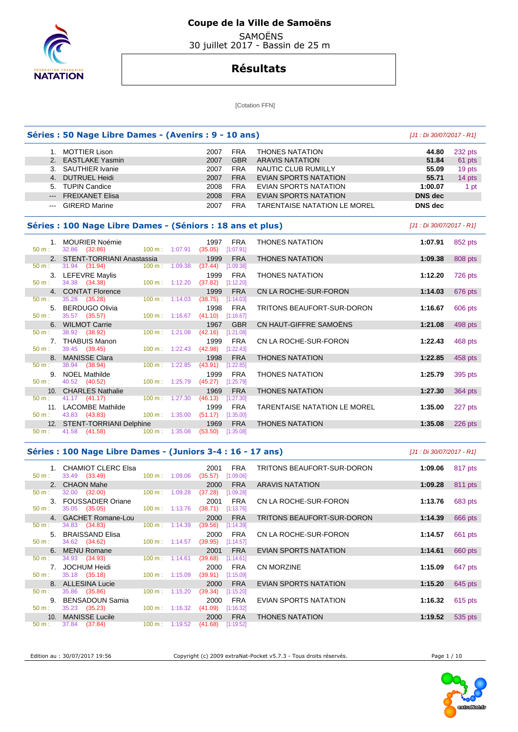# Coupe de la Ville de Samoëns

SAMOËNS
30 juillet 2017 - Bassin de 25 m

## Résultats

[Cotation FFN]

### Séries : 50 Nage Libre Dames - (Avenirs : 9 - 10 ans)

*[J1 : Di 30/07/2017 - R1]*

| Pl. | Nom | Année | Nat. | Club | Temps | Points |
|---|---|---|---|---|---|---|
| 1. | MOTTIER Lison | 2007 | FRA | THONES NATATION | 44.80 | 232 pts |
| 2. | EASTLAKE Yasmin | 2007 | GBR | ARAVIS NATATION | 51.84 | 61 pts |
| 3. | SAUTHIER Ivanie | 2007 | FRA | NAUTIC CLUB RUMILLY | 55.09 | 19 pts |
| 4. | DUTRUEL Heidi | 2007 | FRA | EVIAN SPORTS NATATION | 55.71 | 14 pts |
| 5. | TUPIN Candice | 2008 | FRA | EVIAN SPORTS NATATION | 1:00.07 | 1 pt |
| --- | FREIXANET Elisa | 2008 | FRA | EVIAN SPORTS NATATION | DNS dec | |
| --- | GIRERD Marine | 2007 | FRA | TARENTAISE NATATION LE MOREL | DNS dec | |

### Séries : 100 Nage Libre Dames - (Séniors : 18 ans et plus)

*[J1 : Di 30/07/2017 - R1]*

| Pl. | Nom | Année | Nat. | Club | Temps | Points | 50 m | 100 m |
|---|---|---|---|---|---|---|---|---|
| 1. | MOURIER Noémie | 1997 | FRA | THONES NATATION | 1:07.91 | 852 pts | 32.86 (32.86) | 1:07.91 (35.05) [1:07.91] |
| 2. | STENT-TORRIANI Anastassia | 1999 | FRA | THONES NATATION | 1:09.38 | 808 pts | 31.94 (31.94) | 1:09.38 (37.44) [1:09.38] |
| 3. | LEFEVRE Maylis | 1999 | FRA | THONES NATATION | 1:12.20 | 726 pts | 34.38 (34.38) | 1:12.20 (37.82) [1:12.20] |
| 4. | CONTAT Florence | 1999 | FRA | CN LA ROCHE-SUR-FORON | 1:14.03 | 676 pts | 35.28 (35.28) | 1:14.03 (38.75) [1:14.03] |
| 5. | BERDUGO Olivia | 1998 | FRA | TRITONS BEAUFORT-SUR-DORON | 1:16.67 | 606 pts | 35.57 (35.57) | 1:16.67 (41.10) [1:16.67] |
| 6. | WILMOT Carrie | 1967 | GBR | CN HAUT-GIFFRE SAMOËNS | 1:21.08 | 498 pts | 38.92 (38.92) | 1:21.08 (42.16) [1:21.08] |
| 7. | THABUIS Manon | 1999 | FRA | CN LA ROCHE-SUR-FORON | 1:22.43 | 468 pts | 39.45 (39.45) | 1:22.43 (42.98) [1:22.43] |
| 8. | MANISSE Clara | 1998 | FRA | THONES NATATION | 1:22.85 | 458 pts | 38.94 (38.94) | 1:22.85 (43.91) [1:22.85] |
| 9. | NOEL Mathilde | 1999 | FRA | THONES NATATION | 1:25.79 | 395 pts | 40.52 (40.52) | 1:25.79 (45.27) [1:25.79] |
| 10. | CHARLES Nathalie | 1969 | FRA | THONES NATATION | 1:27.30 | 364 pts | 41.17 (41.17) | 1:27.30 (46.13) [1:27.30] |
| 11. | LACOMBE Mathilde | 1999 | FRA | TARENTAISE NATATION LE MOREL | 1:35.00 | 227 pts | 43.83 (43.83) | 1:35.00 (51.17) [1:35.00] |
| 12. | STENT-TORRIANI Delphine | 1969 | FRA | THONES NATATION | 1:35.08 | 226 pts | 41.58 (41.58) | 1:35.08 (53.50) [1:35.08] |

### Séries : 100 Nage Libre Dames - (Juniors 3-4 : 16 - 17 ans)

*[J1 : Di 30/07/2017 - R1]*

| Pl. | Nom | Année | Nat. | Club | Temps | Points | 50 m | 100 m |
|---|---|---|---|---|---|---|---|---|
| 1. | CHAMIOT CLERC Elsa | 2001 | FRA | TRITONS BEAUFORT-SUR-DORON | 1:09.06 | 817 pts | 33.49 (33.49) | 1:09.06 (35.57) [1:09.06] |
| 2. | CHAON Mahe | 2000 | FRA | ARAVIS NATATION | 1:09.28 | 811 pts | 32.00 (32.00) | 1:09.28 (37.28) [1:09.28] |
| 3. | FOUSSADIER Oriane | 2001 | FRA | CN LA ROCHE-SUR-FORON | 1:13.76 | 683 pts | 35.05 (35.05) | 1:13.76 (38.71) [1:13.76] |
| 4. | GACHET Romane-Lou | 2000 | FRA | TRITONS BEAUFORT-SUR-DORON | 1:14.39 | 666 pts | 34.83 (34.83) | 1:14.39 (39.56) [1:14.39] |
| 5. | BRAISSAND Elisa | 2000 | FRA | CN LA ROCHE-SUR-FORON | 1:14.57 | 661 pts | 34.62 (34.62) | 1:14.57 (39.95) [1:14.57] |
| 6. | MENU Romane | 2001 | FRA | EVIAN SPORTS NATATION | 1:14.61 | 660 pts | 34.93 (34.93) | 1:14.61 (39.68) [1:14.61] |
| 7. | JOCHUM Heidi | 2000 | FRA | CN MORZINE | 1:15.09 | 647 pts | 35.18 (35.18) | 1:15.09 (39.91) [1:15.09] |
| 8. | ALLESINA Lucie | 2000 | FRA | EVIAN SPORTS NATATION | 1:15.20 | 645 pts | 35.86 (35.86) | 1:15.20 (39.34) [1:15.20] |
| 9. | BENSADOUN Samia | 2000 | FRA | EVIAN SPORTS NATATION | 1:16.32 | 615 pts | 35.23 (35.23) | 1:16.32 (41.09) [1:16.32] |
| 10. | MANISSE Lucile | 2000 | FRA | THONES NATATION | 1:19.52 | 535 pts | 37.84 (37.84) | 1:19.52 (41.68) [1:19.52] |

Edition au : 30/07/2017 19:56 — Copyright (c) 2009 extraNat-Pocket v5.7.3 - Tous droits réservés.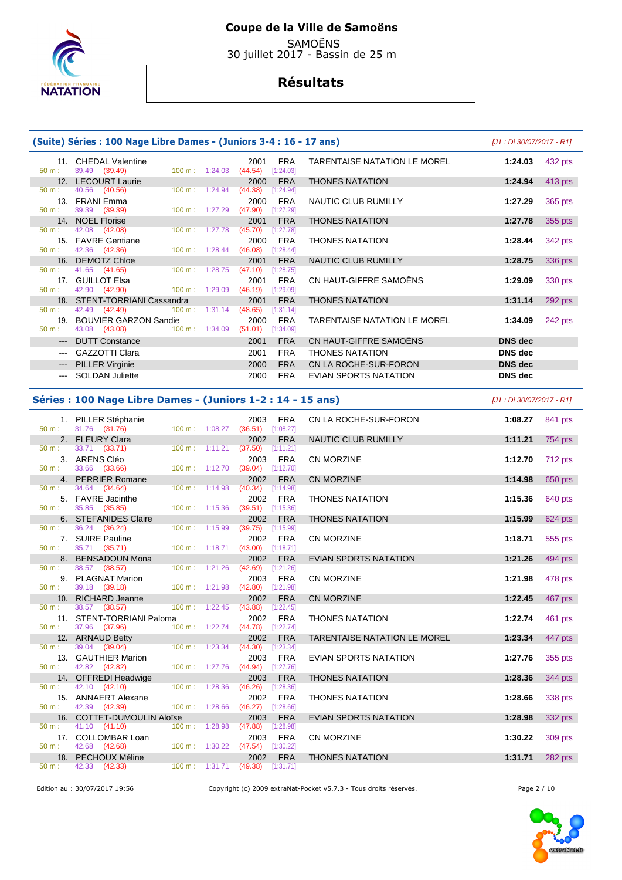# Coupe de la Ville de Samoëns

SAMOËNS
30 juillet 2017 - Bassin de 25 m

## Résultats

### (Suite) Séries : 100 Nage Libre Dames - (Juniors 3-4 : 16 - 17 ans)

*[J1 : Di 30/07/2017 - R1]*

| Rang | Nom | Année | Nat. | Club | Temps | Points |
|---|---|---|---|---|---|---|
| 11. | CHEDAL Valentine | 2001 | FRA | TARENTAISE NATATION LE MOREL | 1:24.03 | 432 pts |
| | 50 m : 39.49 (39.49) 100 m : 1:24.03 (44.54) [1:24.03] | | | | | |
| 12. | LECOURT Laurie | 2000 | FRA | THONES NATATION | 1:24.94 | 413 pts |
| | 50 m : 40.56 (40.56) 100 m : 1:24.94 (44.38) [1:24.94] | | | | | |
| 13. | FRANI Emma | 2000 | FRA | NAUTIC CLUB RUMILLY | 1:27.29 | 365 pts |
| | 50 m : 39.39 (39.39) 100 m : 1:27.29 (47.90) [1:27.29] | | | | | |
| 14. | NOEL Florise | 2001 | FRA | THONES NATATION | 1:27.78 | 355 pts |
| | 50 m : 42.08 (42.08) 100 m : 1:27.78 (45.70) [1:27.78] | | | | | |
| 15. | FAVRE Gentiane | 2000 | FRA | THONES NATATION | 1:28.44 | 342 pts |
| | 50 m : 42.36 (42.36) 100 m : 1:28.44 (46.08) [1:28.44] | | | | | |
| 16. | DEMOTZ Chloe | 2001 | FRA | NAUTIC CLUB RUMILLY | 1:28.75 | 336 pts |
| | 50 m : 41.65 (41.65) 100 m : 1:28.75 (47.10) [1:28.75] | | | | | |
| 17. | GUILLOT Elsa | 2001 | FRA | CN HAUT-GIFFRE SAMOËNS | 1:29.09 | 330 pts |
| | 50 m : 42.90 (42.90) 100 m : 1:29.09 (46.19) [1:29.09] | | | | | |
| 18. | STENT-TORRIANI Cassandra | 2001 | FRA | THONES NATATION | 1:31.14 | 292 pts |
| | 50 m : 42.49 (42.49) 100 m : 1:31.14 (48.65) [1:31.14] | | | | | |
| 19. | BOUVIER GARZON Sandie | 2000 | FRA | TARENTAISE NATATION LE MOREL | 1:34.09 | 242 pts |
| | 50 m : 43.08 (43.08) 100 m : 1:34.09 (51.01) [1:34.09] | | | | | |
| --- | DUTT Constance | 2001 | FRA | CN HAUT-GIFFRE SAMOËNS | DNS dec | |
| --- | GAZZOTTI Clara | 2001 | FRA | THONES NATATION | DNS dec | |
| --- | PILLER Virginie | 2000 | FRA | CN LA ROCHE-SUR-FORON | DNS dec | |
| --- | SOLDAN Juliette | 2000 | FRA | EVIAN SPORTS NATATION | DNS dec | |

### Séries : 100 Nage Libre Dames - (Juniors 1-2 : 14 - 15 ans)

*[J1 : Di 30/07/2017 - R1]*

| Rang | Nom | Année | Nat. | Club | Temps | Points |
|---|---|---|---|---|---|---|
| 1. | PILLER Stéphanie | 2003 | FRA | CN LA ROCHE-SUR-FORON | 1:08.27 | 841 pts |
| | 50 m : 31.76 (31.76) 100 m : 1:08.27 (36.51) [1:08.27] | | | | | |
| 2. | FLEURY Clara | 2002 | FRA | NAUTIC CLUB RUMILLY | 1:11.21 | 754 pts |
| | 50 m : 33.71 (33.71) 100 m : 1:11.21 (37.50) [1:11.21] | | | | | |
| 3. | ARENS Cléo | 2003 | FRA | CN MORZINE | 1:12.70 | 712 pts |
| | 50 m : 33.66 (33.66) 100 m : 1:12.70 (39.04) [1:12.70] | | | | | |
| 4. | PERRIER Romane | 2002 | FRA | CN MORZINE | 1:14.98 | 650 pts |
| | 50 m : 34.64 (34.64) 100 m : 1:14.98 (40.34) [1:14.98] | | | | | |
| 5. | FAVRE Jacinthe | 2002 | FRA | THONES NATATION | 1:15.36 | 640 pts |
| | 50 m : 35.85 (35.85) 100 m : 1:15.36 (39.51) [1:15.36] | | | | | |
| 6. | STEFANIDES Claire | 2002 | FRA | THONES NATATION | 1:15.99 | 624 pts |
| | 50 m : 36.24 (36.24) 100 m : 1:15.99 (39.75) [1:15.99] | | | | | |
| 7. | SUIRE Pauline | 2002 | FRA | CN MORZINE | 1:18.71 | 555 pts |
| | 50 m : 35.71 (35.71) 100 m : 1:18.71 (43.00) [1:18.71] | | | | | |
| 8. | BENSADOUN Mona | 2002 | FRA | EVIAN SPORTS NATATION | 1:21.26 | 494 pts |
| | 50 m : 38.57 (38.57) 100 m : 1:21.26 (42.69) [1:21.26] | | | | | |
| 9. | PLAGNAT Marion | 2003 | FRA | CN MORZINE | 1:21.98 | 478 pts |
| | 50 m : 39.18 (39.18) 100 m : 1:21.98 (42.80) [1:21.98] | | | | | |
| 10. | RICHARD Jeanne | 2002 | FRA | CN MORZINE | 1:22.45 | 467 pts |
| | 50 m : 38.57 (38.57) 100 m : 1:22.45 (43.88) [1:22.45] | | | | | |
| 11. | STENT-TORRIANI Paloma | 2002 | FRA | THONES NATATION | 1:22.74 | 461 pts |
| | 50 m : 37.96 (37.96) 100 m : 1:22.74 (44.78) [1:22.74] | | | | | |
| 12. | ARNAUD Betty | 2002 | FRA | TARENTAISE NATATION LE MOREL | 1:23.34 | 447 pts |
| | 50 m : 39.04 (39.04) 100 m : 1:23.34 (44.30) [1:23.34] | | | | | |
| 13. | GAUTHIER Marion | 2003 | FRA | EVIAN SPORTS NATATION | 1:27.76 | 355 pts |
| | 50 m : 42.82 (42.82) 100 m : 1:27.76 (44.94) [1:27.76] | | | | | |
| 14. | OFFREDI Headwige | 2003 | FRA | THONES NATATION | 1:28.36 | 344 pts |
| | 50 m : 42.10 (42.10) 100 m : 1:28.36 (46.26) [1:28.36] | | | | | |
| 15. | ANNAERT Alexane | 2002 | FRA | THONES NATATION | 1:28.66 | 338 pts |
| | 50 m : 42.39 (42.39) 100 m : 1:28.66 (46.27) [1:28.66] | | | | | |
| 16. | COTTET-DUMOULIN Aloïse | 2003 | FRA | EVIAN SPORTS NATATION | 1:28.98 | 332 pts |
| | 50 m : 41.10 (41.10) 100 m : 1:28.98 (47.88) [1:28.98] | | | | | |
| 17. | COLLOMBAR Loan | 2003 | FRA | CN MORZINE | 1:30.22 | 309 pts |
| | 50 m : 42.68 (42.68) 100 m : 1:30.22 (47.54) [1:30.22] | | | | | |
| 18. | PECHOUX Méline | 2002 | FRA | THONES NATATION | 1:31.71 | 282 pts |
| | 50 m : 42.33 (42.33) 100 m : 1:31.71 (49.38) [1:31.71] | | | | | |

Edition au : 30/07/2017 19:56 — Copyright (c) 2009 extraNat-Pocket v5.7.3 - Tous droits réservés.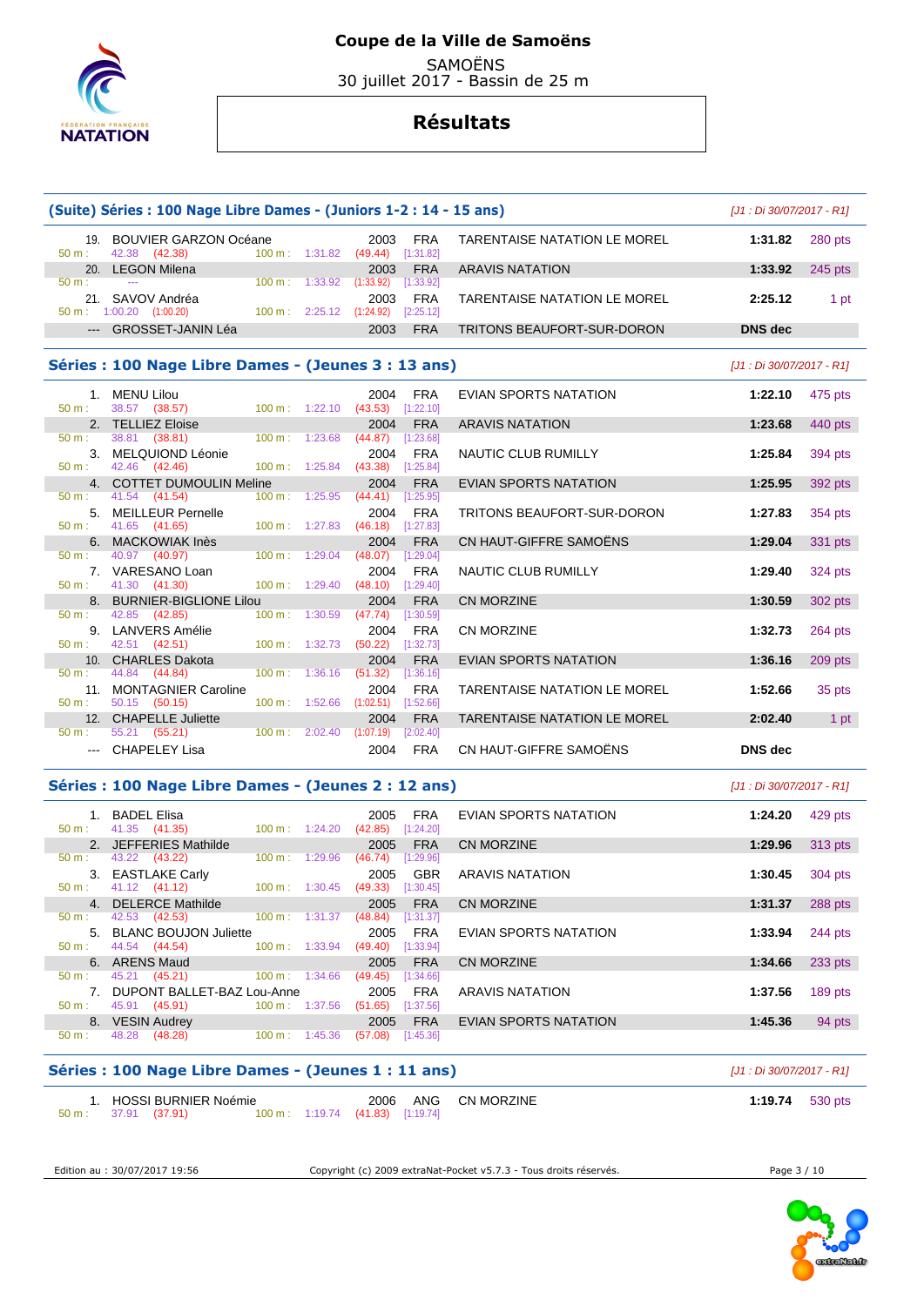# Coupe de la Ville de Samoëns

SAMOËNS
30 juillet 2017 - Bassin de 25 m

## Résultats

### (Suite) Séries : 100 Nage Libre Dames - (Juniors 1-2 : 14 - 15 ans)

*[J1 : Di 30/07/2017 - R1]*

| Rang | Nom | Année | Nat. | Club | Temps | Points |
|---|---|---|---|---|---|---|
| 19. | BOUVIER GARZON Océane | 2003 | FRA | TARENTAISE NATATION LE MOREL | 1:31.82 | 280 pts |
| | 50 m : 42.38 (42.38) — 100 m : 1:31.82 (49.44) [1:31.82] | | | | | |
| 20. | LEGON Milena | 2003 | FRA | ARAVIS NATATION | 1:33.92 | 245 pts |
| | 50 m : --- — 100 m : 1:33.92 (1:33.92) [1:33.92] | | | | | |
| 21. | SAVOV Andréa | 2003 | FRA | TARENTAISE NATATION LE MOREL | 2:25.12 | 1 pt |
| | 50 m : 1:00.20 (1:00.20) — 100 m : 2:25.12 (1:24.92) [2:25.12] | | | | | |
| --- | GROSSET-JANIN Léa | 2003 | FRA | TRITONS BEAUFORT-SUR-DORON | DNS dec | |

### Séries : 100 Nage Libre Dames - (Jeunes 3 : 13 ans)

*[J1 : Di 30/07/2017 - R1]*

| Rang | Nom | Année | Nat. | Club | Temps | Points |
|---|---|---|---|---|---|---|
| 1. | MENU Lilou | 2004 | FRA | EVIAN SPORTS NATATION | 1:22.10 | 475 pts |
| | 50 m : 38.57 (38.57) — 100 m : 1:22.10 (43.53) [1:22.10] | | | | | |
| 2. | TELLIEZ Eloise | 2004 | FRA | ARAVIS NATATION | 1:23.68 | 440 pts |
| | 50 m : 38.81 (38.81) — 100 m : 1:23.68 (44.87) [1:23.68] | | | | | |
| 3. | MELQUIOND Léonie | 2004 | FRA | NAUTIC CLUB RUMILLY | 1:25.84 | 394 pts |
| | 50 m : 42.46 (42.46) — 100 m : 1:25.84 (43.38) [1:25.84] | | | | | |
| 4. | COTTET DUMOULIN Meline | 2004 | FRA | EVIAN SPORTS NATATION | 1:25.95 | 392 pts |
| | 50 m : 41.54 (41.54) — 100 m : 1:25.95 (44.41) [1:25.95] | | | | | |
| 5. | MEILLEUR Pernelle | 2004 | FRA | TRITONS BEAUFORT-SUR-DORON | 1:27.83 | 354 pts |
| | 50 m : 41.65 (41.65) — 100 m : 1:27.83 (46.18) [1:27.83] | | | | | |
| 6. | MACKOWIAK Inès | 2004 | FRA | CN HAUT-GIFFRE SAMOËNS | 1:29.04 | 331 pts |
| | 50 m : 40.97 (40.97) — 100 m : 1:29.04 (48.07) [1:29.04] | | | | | |
| 7. | VARESANO Loan | 2004 | FRA | NAUTIC CLUB RUMILLY | 1:29.40 | 324 pts |
| | 50 m : 41.30 (41.30) — 100 m : 1:29.40 (48.10) [1:29.40] | | | | | |
| 8. | BURNIER-BIGLIONE Lilou | 2004 | FRA | CN MORZINE | 1:30.59 | 302 pts |
| | 50 m : 42.85 (42.85) — 100 m : 1:30.59 (47.74) [1:30.59] | | | | | |
| 9. | LANVERS Amélie | 2004 | FRA | CN MORZINE | 1:32.73 | 264 pts |
| | 50 m : 42.51 (42.51) — 100 m : 1:32.73 (50.22) [1:32.73] | | | | | |
| 10. | CHARLES Dakota | 2004 | FRA | EVIAN SPORTS NATATION | 1:36.16 | 209 pts |
| | 50 m : 44.84 (44.84) — 100 m : 1:36.16 (51.32) [1:36.16] | | | | | |
| 11. | MONTAGNIER Caroline | 2004 | FRA | TARENTAISE NATATION LE MOREL | 1:52.66 | 35 pts |
| | 50 m : 50.15 (50.15) — 100 m : 1:52.66 (1:02.51) [1:52.66] | | | | | |
| 12. | CHAPELLE Juliette | 2004 | FRA | TARENTAISE NATATION LE MOREL | 2:02.40 | 1 pt |
| | 50 m : 55.21 (55.21) — 100 m : 2:02.40 (1:07.19) [2:02.40] | | | | | |
| --- | CHAPELEY Lisa | 2004 | FRA | CN HAUT-GIFFRE SAMOËNS | DNS dec | |

### Séries : 100 Nage Libre Dames - (Jeunes 2 : 12 ans)

*[J1 : Di 30/07/2017 - R1]*

| Rang | Nom | Année | Nat. | Club | Temps | Points |
|---|---|---|---|---|---|---|
| 1. | BADEL Elisa | 2005 | FRA | EVIAN SPORTS NATATION | 1:24.20 | 429 pts |
| | 50 m : 41.35 (41.35) — 100 m : 1:24.20 (42.85) [1:24.20] | | | | | |
| 2. | JEFFERIES Mathilde | 2005 | FRA | CN MORZINE | 1:29.96 | 313 pts |
| | 50 m : 43.22 (43.22) — 100 m : 1:29.96 (46.74) [1:29.96] | | | | | |
| 3. | EASTLAKE Carly | 2005 | GBR | ARAVIS NATATION | 1:30.45 | 304 pts |
| | 50 m : 41.12 (41.12) — 100 m : 1:30.45 (49.33) [1:30.45] | | | | | |
| 4. | DELERCE Mathilde | 2005 | FRA | CN MORZINE | 1:31.37 | 288 pts |
| | 50 m : 42.53 (42.53) — 100 m : 1:31.37 (48.84) [1:31.37] | | | | | |
| 5. | BLANC BOUJON Juliette | 2005 | FRA | EVIAN SPORTS NATATION | 1:33.94 | 244 pts |
| | 50 m : 44.54 (44.54) — 100 m : 1:33.94 (49.40) [1:33.94] | | | | | |
| 6. | ARENS Maud | 2005 | FRA | CN MORZINE | 1:34.66 | 233 pts |
| | 50 m : 45.21 (45.21) — 100 m : 1:34.66 (49.45) [1:34.66] | | | | | |
| 7. | DUPONT BALLET-BAZ Lou-Anne | 2005 | FRA | ARAVIS NATATION | 1:37.56 | 189 pts |
| | 50 m : 45.91 (45.91) — 100 m : 1:37.56 (51.65) [1:37.56] | | | | | |
| 8. | VESIN Audrey | 2005 | FRA | EVIAN SPORTS NATATION | 1:45.36 | 94 pts |
| | 50 m : 48.28 (48.28) — 100 m : 1:45.36 (57.08) [1:45.36] | | | | | |

### Séries : 100 Nage Libre Dames - (Jeunes 1 : 11 ans)

*[J1 : Di 30/07/2017 - R1]*

| Rang | Nom | Année | Nat. | Club | Temps | Points |
|---|---|---|---|---|---|---|
| 1. | HOSSI BURNIER Noémie | 2006 | ANG | CN MORZINE | 1:19.74 | 530 pts |
| | 50 m : 37.91 (37.91) — 100 m : 1:19.74 (41.83) [1:19.74] | | | | | |

Edition au : 30/07/2017 19:56 — Copyright (c) 2009 extraNat-Pocket v5.7.3 - Tous droits réservés.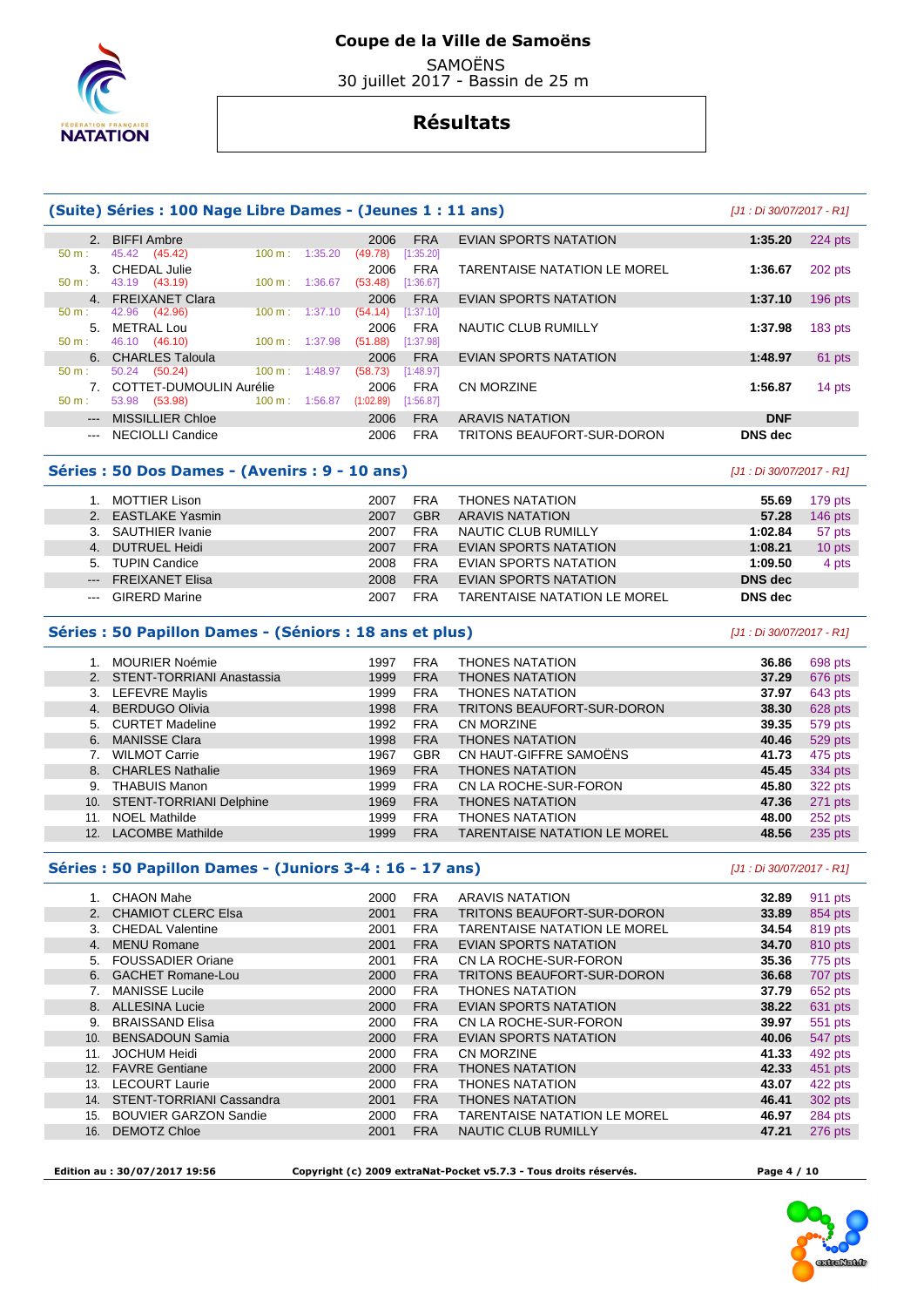## Coupe de la Ville de Samoëns

SAMOËNS
30 juillet 2017 - Bassin de 25 m

# Résultats

### (Suite) Séries : 100 Nage Libre Dames - (Jeunes 1 : 11 ans)

*[J1 : Di 30/07/2017 - R1]*

| Rang | Nom | Année | Nat. | Club | Temps | Points |
|---|---|---|---|---|---|---|
| 2. | BIFFI Ambre | 2006 | FRA | EVIAN SPORTS NATATION | 1:35.20 | 224 pts |
| | 50 m : 45.42 (45.42) 100 m : 1:35.20 (49.78) [1:35.20] | | | | | |
| 3. | CHEDAL Julie | 2006 | FRA | TARENTAISE NATATION LE MOREL | 1:36.67 | 202 pts |
| | 50 m : 43.19 (43.19) 100 m : 1:36.67 (53.48) [1:36.67] | | | | | |
| 4. | FREIXANET Clara | 2006 | FRA | EVIAN SPORTS NATATION | 1:37.10 | 196 pts |
| | 50 m : 42.96 (42.96) 100 m : 1:37.10 (54.14) [1:37.10] | | | | | |
| 5. | METRAL Lou | 2006 | FRA | NAUTIC CLUB RUMILLY | 1:37.98 | 183 pts |
| | 50 m : 46.10 (46.10) 100 m : 1:37.98 (51.88) [1:37.98] | | | | | |
| 6. | CHARLES Taloula | 2006 | FRA | EVIAN SPORTS NATATION | 1:48.97 | 61 pts |
| | 50 m : 50.24 (50.24) 100 m : 1:48.97 (58.73) [1:48.97] | | | | | |
| 7. | COTTET-DUMOULIN Aurélie | 2006 | FRA | CN MORZINE | 1:56.87 | 14 pts |
| | 50 m : 53.98 (53.98) 100 m : 1:56.87 (1:02.89) [1:56.87] | | | | | |
| --- | MISSILLIER Chloe | 2006 | FRA | ARAVIS NATATION | DNF | |
| --- | NECIOLLI Candice | 2006 | FRA | TRITONS BEAUFORT-SUR-DORON | DNS dec | |

### Séries : 50 Dos Dames - (Avenirs : 9 - 10 ans)

*[J1 : Di 30/07/2017 - R1]*

| Rang | Nom | Année | Nat. | Club | Temps | Points |
|---|---|---|---|---|---|---|
| 1. | MOTTIER Lison | 2007 | FRA | THONES NATATION | 55.69 | 179 pts |
| 2. | EASTLAKE Yasmin | 2007 | GBR | ARAVIS NATATION | 57.28 | 146 pts |
| 3. | SAUTHIER Ivanie | 2007 | FRA | NAUTIC CLUB RUMILLY | 1:02.84 | 57 pts |
| 4. | DUTRUEL Heidi | 2007 | FRA | EVIAN SPORTS NATATION | 1:08.21 | 10 pts |
| 5. | TUPIN Candice | 2008 | FRA | EVIAN SPORTS NATATION | 1:09.50 | 4 pts |
| --- | FREIXANET Elisa | 2008 | FRA | EVIAN SPORTS NATATION | DNS dec | |
| --- | GIRERD Marine | 2007 | FRA | TARENTAISE NATATION LE MOREL | DNS dec | |

### Séries : 50 Papillon Dames - (Séniors : 18 ans et plus)

*[J1 : Di 30/07/2017 - R1]*

| Rang | Nom | Année | Nat. | Club | Temps | Points |
|---|---|---|---|---|---|---|
| 1. | MOURIER Noémie | 1997 | FRA | THONES NATATION | 36.86 | 698 pts |
| 2. | STENT-TORRIANI Anastassia | 1999 | FRA | THONES NATATION | 37.29 | 676 pts |
| 3. | LEFEVRE Maylis | 1999 | FRA | THONES NATATION | 37.97 | 643 pts |
| 4. | BERDUGO Olivia | 1998 | FRA | TRITONS BEAUFORT-SUR-DORON | 38.30 | 628 pts |
| 5. | CURTET Madeline | 1992 | FRA | CN MORZINE | 39.35 | 579 pts |
| 6. | MANISSE Clara | 1998 | FRA | THONES NATATION | 40.46 | 529 pts |
| 7. | WILMOT Carrie | 1967 | GBR | CN HAUT-GIFFRE SAMOËNS | 41.73 | 475 pts |
| 8. | CHARLES Nathalie | 1969 | FRA | THONES NATATION | 45.45 | 334 pts |
| 9. | THABUIS Manon | 1999 | FRA | CN LA ROCHE-SUR-FORON | 45.80 | 322 pts |
| 10. | STENT-TORRIANI Delphine | 1969 | FRA | THONES NATATION | 47.36 | 271 pts |
| 11. | NOEL Mathilde | 1999 | FRA | THONES NATATION | 48.00 | 252 pts |
| 12. | LACOMBE Mathilde | 1999 | FRA | TARENTAISE NATATION LE MOREL | 48.56 | 235 pts |

### Séries : 50 Papillon Dames - (Juniors 3-4 : 16 - 17 ans)

*[J1 : Di 30/07/2017 - R1]*

| Rang | Nom | Année | Nat. | Club | Temps | Points |
|---|---|---|---|---|---|---|
| 1. | CHAON Mahe | 2000 | FRA | ARAVIS NATATION | 32.89 | 911 pts |
| 2. | CHAMIOT CLERC Elsa | 2001 | FRA | TRITONS BEAUFORT-SUR-DORON | 33.89 | 854 pts |
| 3. | CHEDAL Valentine | 2001 | FRA | TARENTAISE NATATION LE MOREL | 34.54 | 819 pts |
| 4. | MENU Romane | 2001 | FRA | EVIAN SPORTS NATATION | 34.70 | 810 pts |
| 5. | FOUSSADIER Oriane | 2001 | FRA | CN LA ROCHE-SUR-FORON | 35.36 | 775 pts |
| 6. | GACHET Romane-Lou | 2000 | FRA | TRITONS BEAUFORT-SUR-DORON | 36.68 | 707 pts |
| 7. | MANISSE Lucile | 2000 | FRA | THONES NATATION | 37.79 | 652 pts |
| 8. | ALLESINA Lucie | 2000 | FRA | EVIAN SPORTS NATATION | 38.22 | 631 pts |
| 9. | BRAISSAND Elisa | 2000 | FRA | CN LA ROCHE-SUR-FORON | 39.97 | 551 pts |
| 10. | BENSADOUN Samia | 2000 | FRA | EVIAN SPORTS NATATION | 40.06 | 547 pts |
| 11. | JOCHUM Heidi | 2000 | FRA | CN MORZINE | 41.33 | 492 pts |
| 12. | FAVRE Gentiane | 2000 | FRA | THONES NATATION | 42.33 | 451 pts |
| 13. | LECOURT Laurie | 2000 | FRA | THONES NATATION | 43.07 | 422 pts |
| 14. | STENT-TORRIANI Cassandra | 2001 | FRA | THONES NATATION | 46.41 | 302 pts |
| 15. | BOUVIER GARZON Sandie | 2000 | FRA | TARENTAISE NATATION LE MOREL | 46.97 | 284 pts |
| 16. | DEMOTZ Chloe | 2001 | FRA | NAUTIC CLUB RUMILLY | 47.21 | 276 pts |

**Edition au : 30/07/2017 19:56** **Copyright (c) 2009 extraNat-Pocket v5.7.3 - Tous droits réservés.**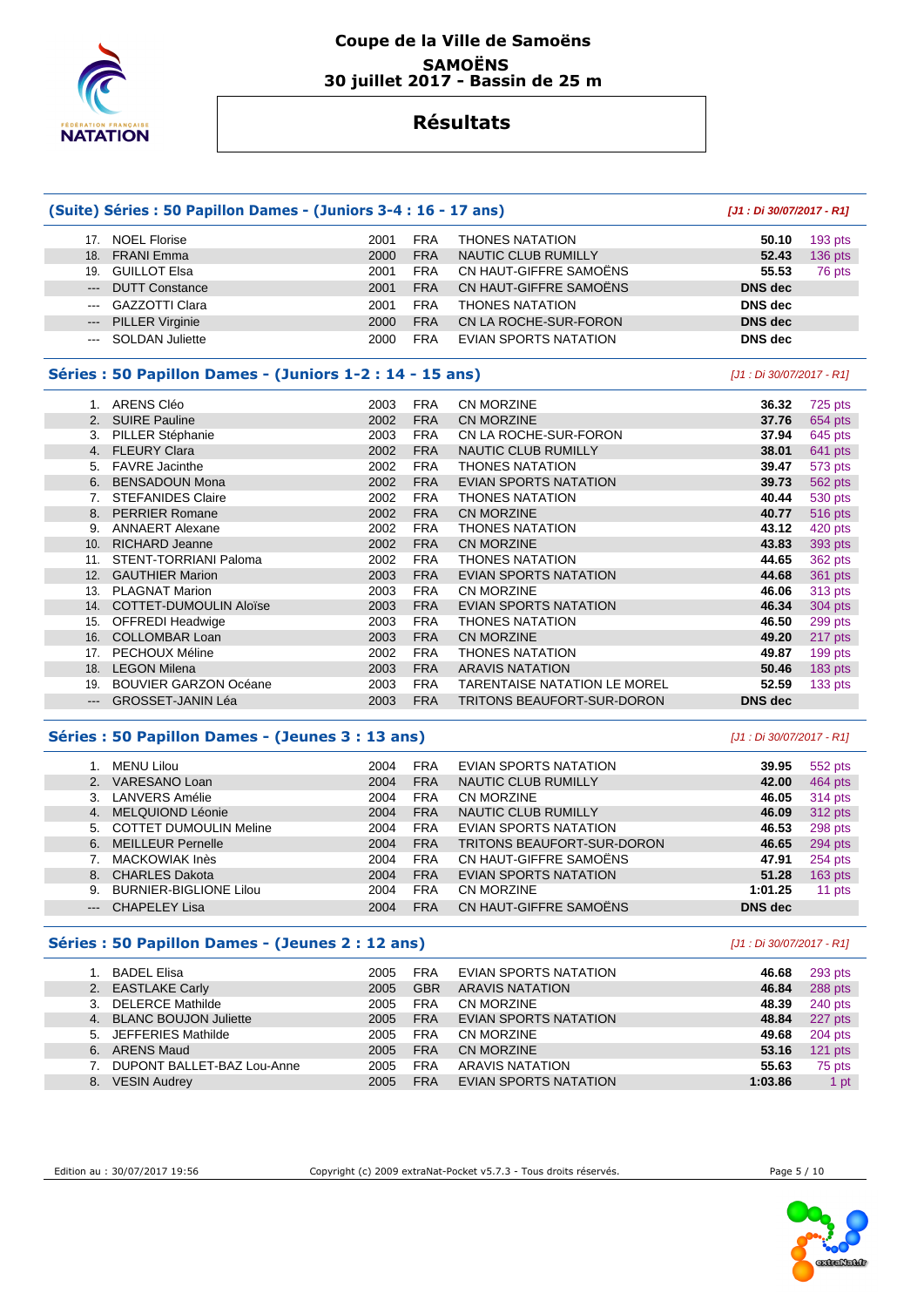# Coupe de la Ville de Samoëns

## SAMOËNS
## 30 juillet 2017 - Bassin de 25 m

# Résultats

### (Suite) Séries : 50 Papillon Dames - (Juniors 3-4 : 16 - 17 ans)

*[J1 : Di 30/07/2017 - R1]*

| | | | | | | |
|---|---|---|---|---|---|---|
| 17. | NOEL Florise | 2001 | FRA | THONES NATATION | 50.10 | 193 pts |
| 18. | FRANI Emma | 2000 | FRA | NAUTIC CLUB RUMILLY | 52.43 | 136 pts |
| 19. | GUILLOT Elsa | 2001 | FRA | CN HAUT-GIFFRE SAMOËNS | 55.53 | 76 pts |
| --- | DUTT Constance | 2001 | FRA | CN HAUT-GIFFRE SAMOËNS | DNS dec | |
| --- | GAZZOTTI Clara | 2001 | FRA | THONES NATATION | DNS dec | |
| --- | PILLER Virginie | 2000 | FRA | CN LA ROCHE-SUR-FORON | DNS dec | |
| --- | SOLDAN Juliette | 2000 | FRA | EVIAN SPORTS NATATION | DNS dec | |

### Séries : 50 Papillon Dames - (Juniors 1-2 : 14 - 15 ans)

*[J1 : Di 30/07/2017 - R1]*

| | | | | | | |
|---|---|---|---|---|---|---|
| 1. | ARENS Cléo | 2003 | FRA | CN MORZINE | 36.32 | 725 pts |
| 2. | SUIRE Pauline | 2002 | FRA | CN MORZINE | 37.76 | 654 pts |
| 3. | PILLER Stéphanie | 2003 | FRA | CN LA ROCHE-SUR-FORON | 37.94 | 645 pts |
| 4. | FLEURY Clara | 2002 | FRA | NAUTIC CLUB RUMILLY | 38.01 | 641 pts |
| 5. | FAVRE Jacinthe | 2002 | FRA | THONES NATATION | 39.47 | 573 pts |
| 6. | BENSADOUN Mona | 2002 | FRA | EVIAN SPORTS NATATION | 39.73 | 562 pts |
| 7. | STEFANIDES Claire | 2002 | FRA | THONES NATATION | 40.44 | 530 pts |
| 8. | PERRIER Romane | 2002 | FRA | CN MORZINE | 40.77 | 516 pts |
| 9. | ANNAERT Alexane | 2002 | FRA | THONES NATATION | 43.12 | 420 pts |
| 10. | RICHARD Jeanne | 2002 | FRA | CN MORZINE | 43.83 | 393 pts |
| 11. | STENT-TORRIANI Paloma | 2002 | FRA | THONES NATATION | 44.65 | 362 pts |
| 12. | GAUTHIER Marion | 2003 | FRA | EVIAN SPORTS NATATION | 44.68 | 361 pts |
| 13. | PLAGNAT Marion | 2003 | FRA | CN MORZINE | 46.06 | 313 pts |
| 14. | COTTET-DUMOULIN Aloïse | 2003 | FRA | EVIAN SPORTS NATATION | 46.34 | 304 pts |
| 15. | OFFREDI Headwige | 2003 | FRA | THONES NATATION | 46.50 | 299 pts |
| 16. | COLLOMBAR Loan | 2003 | FRA | CN MORZINE | 49.20 | 217 pts |
| 17. | PECHOUX Méline | 2002 | FRA | THONES NATATION | 49.87 | 199 pts |
| 18. | LEGON Milena | 2003 | FRA | ARAVIS NATATION | 50.46 | 183 pts |
| 19. | BOUVIER GARZON Océane | 2003 | FRA | TARENTAISE NATATION LE MOREL | 52.59 | 133 pts |
| --- | GROSSET-JANIN Léa | 2003 | FRA | TRITONS BEAUFORT-SUR-DORON | DNS dec | |

### Séries : 50 Papillon Dames - (Jeunes 3 : 13 ans)

*[J1 : Di 30/07/2017 - R1]*

| | | | | | | |
|---|---|---|---|---|---|---|
| 1. | MENU Lilou | 2004 | FRA | EVIAN SPORTS NATATION | 39.95 | 552 pts |
| 2. | VARESANO Loan | 2004 | FRA | NAUTIC CLUB RUMILLY | 42.00 | 464 pts |
| 3. | LANVERS Amélie | 2004 | FRA | CN MORZINE | 46.05 | 314 pts |
| 4. | MELQUIOND Léonie | 2004 | FRA | NAUTIC CLUB RUMILLY | 46.09 | 312 pts |
| 5. | COTTET DUMOULIN Meline | 2004 | FRA | EVIAN SPORTS NATATION | 46.53 | 298 pts |
| 6. | MEILLEUR Pernelle | 2004 | FRA | TRITONS BEAUFORT-SUR-DORON | 46.65 | 294 pts |
| 7. | MACKOWIAK Inès | 2004 | FRA | CN HAUT-GIFFRE SAMOËNS | 47.91 | 254 pts |
| 8. | CHARLES Dakota | 2004 | FRA | EVIAN SPORTS NATATION | 51.28 | 163 pts |
| 9. | BURNIER-BIGLIONE Lilou | 2004 | FRA | CN MORZINE | 1:01.25 | 11 pts |
| --- | CHAPELEY Lisa | 2004 | FRA | CN HAUT-GIFFRE SAMOËNS | DNS dec | |

### Séries : 50 Papillon Dames - (Jeunes 2 : 12 ans)

*[J1 : Di 30/07/2017 - R1]*

| | | | | | | |
|---|---|---|---|---|---|---|
| 1. | BADEL Elisa | 2005 | FRA | EVIAN SPORTS NATATION | 46.68 | 293 pts |
| 2. | EASTLAKE Carly | 2005 | GBR | ARAVIS NATATION | 46.84 | 288 pts |
| 3. | DELERCE Mathilde | 2005 | FRA | CN MORZINE | 48.39 | 240 pts |
| 4. | BLANC BOUJON Juliette | 2005 | FRA | EVIAN SPORTS NATATION | 48.84 | 227 pts |
| 5. | JEFFERIES Mathilde | 2005 | FRA | CN MORZINE | 49.68 | 204 pts |
| 6. | ARENS Maud | 2005 | FRA | CN MORZINE | 53.16 | 121 pts |
| 7. | DUPONT BALLET-BAZ Lou-Anne | 2005 | FRA | ARAVIS NATATION | 55.63 | 75 pts |
| 8. | VESIN Audrey | 2005 | FRA | EVIAN SPORTS NATATION | 1:03.86 | 1 pt |

Edition au : 30/07/2017 19:56 Copyright (c) 2009 extraNat-Pocket v5.7.3 - Tous droits réservés.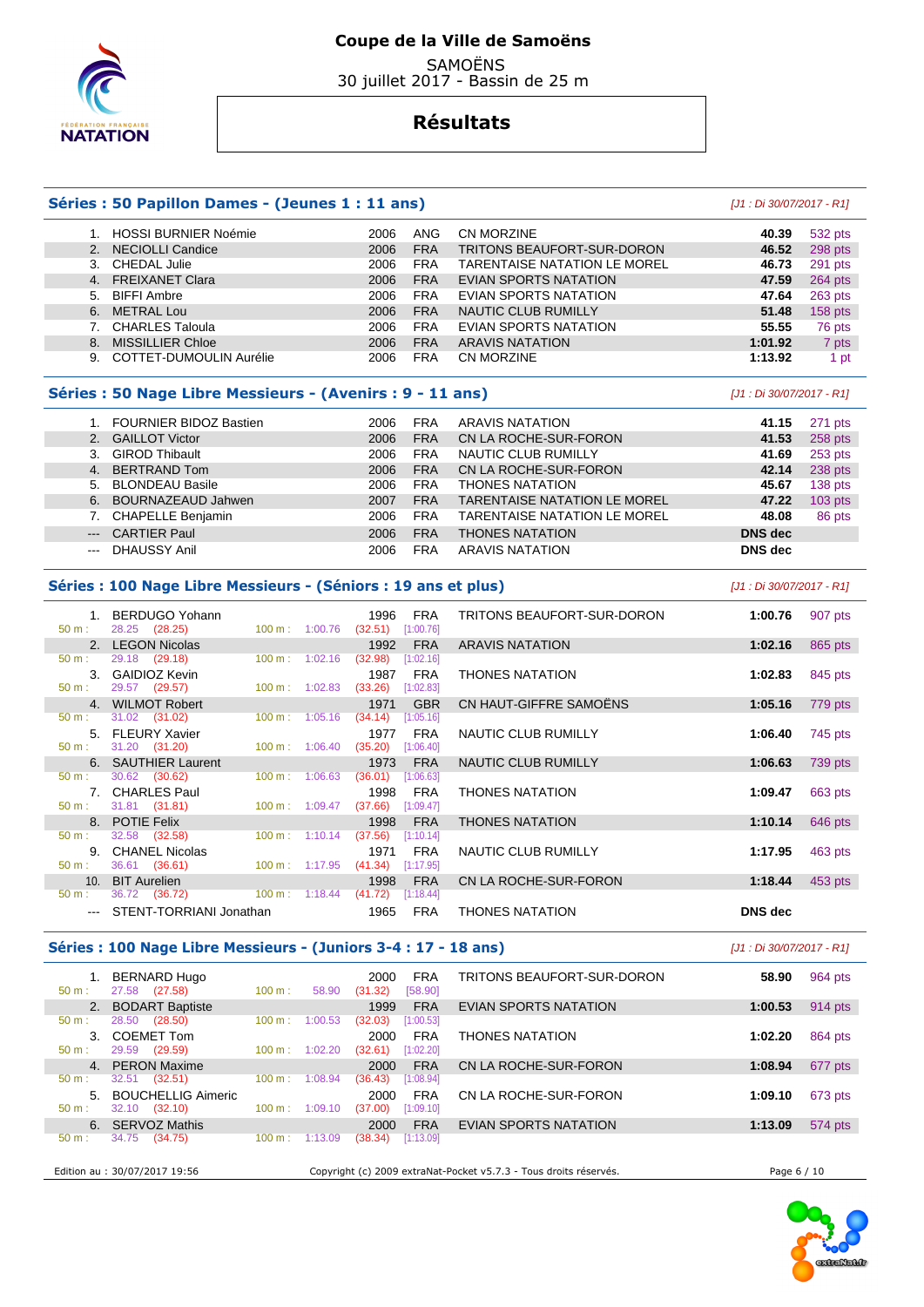# Coupe de la Ville de Samoëns

SAMOËNS
30 juillet 2017 - Bassin de 25 m

## Résultats

### Séries : 50 Papillon Dames - (Jeunes 1 : 11 ans)

*[J1 : Di 30/07/2017 - R1]*

| Rang | Nom | Année | Nat. | Club | Temps | Points |
|---|---|---|---|---|---|---|
| 1. | HOSSI BURNIER Noémie | 2006 | ANG | CN MORZINE | 40.39 | 532 pts |
| 2. | NECIOLLI Candice | 2006 | FRA | TRITONS BEAUFORT-SUR-DORON | 46.52 | 298 pts |
| 3. | CHEDAL Julie | 2006 | FRA | TARENTAISE NATATION LE MOREL | 46.73 | 291 pts |
| 4. | FREIXANET Clara | 2006 | FRA | EVIAN SPORTS NATATION | 47.59 | 264 pts |
| 5. | BIFFI Ambre | 2006 | FRA | EVIAN SPORTS NATATION | 47.64 | 263 pts |
| 6. | METRAL Lou | 2006 | FRA | NAUTIC CLUB RUMILLY | 51.48 | 158 pts |
| 7. | CHARLES Taloula | 2006 | FRA | EVIAN SPORTS NATATION | 55.55 | 76 pts |
| 8. | MISSILLIER Chloe | 2006 | FRA | ARAVIS NATATION | 1:01.92 | 7 pts |
| 9. | COTTET-DUMOULIN Aurélie | 2006 | FRA | CN MORZINE | 1:13.92 | 1 pt |

### Séries : 50 Nage Libre Messieurs - (Avenirs : 9 - 11 ans)

*[J1 : Di 30/07/2017 - R1]*

| Rang | Nom | Année | Nat. | Club | Temps | Points |
|---|---|---|---|---|---|---|
| 1. | FOURNIER BIDOZ Bastien | 2006 | FRA | ARAVIS NATATION | 41.15 | 271 pts |
| 2. | GAILLOT Victor | 2006 | FRA | CN LA ROCHE-SUR-FORON | 41.53 | 258 pts |
| 3. | GIROD Thibault | 2006 | FRA | NAUTIC CLUB RUMILLY | 41.69 | 253 pts |
| 4. | BERTRAND Tom | 2006 | FRA | CN LA ROCHE-SUR-FORON | 42.14 | 238 pts |
| 5. | BLONDEAU Basile | 2006 | FRA | THONES NATATION | 45.67 | 138 pts |
| 6. | BOURNAZEAUD Jahwen | 2007 | FRA | TARENTAISE NATATION LE MOREL | 47.22 | 103 pts |
| 7. | CHAPELLE Benjamin | 2006 | FRA | TARENTAISE NATATION LE MOREL | 48.08 | 86 pts |
| --- | CARTIER Paul | 2006 | FRA | THONES NATATION | DNS dec | |
| --- | DHAUSSY Anil | 2006 | FRA | ARAVIS NATATION | DNS dec | |

### Séries : 100 Nage Libre Messieurs - (Séniors : 19 ans et plus)

*[J1 : Di 30/07/2017 - R1]*

| Rang | Nom | Année | Nat. | Club | Temps | Points |
|---|---|---|---|---|---|---|
| 1. | BERDUGO Yohann | 1996 | FRA | TRITONS BEAUFORT-SUR-DORON | 1:00.76 | 907 pts |
| | 50 m : 28.25 (28.25) — 100 m : 1:00.76 (32.51) [1:00.76] | | | | | |
| 2. | LEGON Nicolas | 1992 | FRA | ARAVIS NATATION | 1:02.16 | 865 pts |
| | 50 m : 29.18 (29.18) — 100 m : 1:02.16 (32.98) [1:02.16] | | | | | |
| 3. | GAIDIOZ Kevin | 1987 | FRA | THONES NATATION | 1:02.83 | 845 pts |
| | 50 m : 29.57 (29.57) — 100 m : 1:02.83 (33.26) [1:02.83] | | | | | |
| 4. | WILMOT Robert | 1971 | GBR | CN HAUT-GIFFRE SAMOËNS | 1:05.16 | 779 pts |
| | 50 m : 31.02 (31.02) — 100 m : 1:05.16 (34.14) [1:05.16] | | | | | |
| 5. | FLEURY Xavier | 1977 | FRA | NAUTIC CLUB RUMILLY | 1:06.40 | 745 pts |
| | 50 m : 31.20 (31.20) — 100 m : 1:06.40 (35.20) [1:06.40] | | | | | |
| 6. | SAUTHIER Laurent | 1973 | FRA | NAUTIC CLUB RUMILLY | 1:06.63 | 739 pts |
| | 50 m : 30.62 (30.62) — 100 m : 1:06.63 (36.01) [1:06.63] | | | | | |
| 7. | CHARLES Paul | 1998 | FRA | THONES NATATION | 1:09.47 | 663 pts |
| | 50 m : 31.81 (31.81) — 100 m : 1:09.47 (37.66) [1:09.47] | | | | | |
| 8. | POTIE Felix | 1998 | FRA | THONES NATATION | 1:10.14 | 646 pts |
| | 50 m : 32.58 (32.58) — 100 m : 1:10.14 (37.56) [1:10.14] | | | | | |
| 9. | CHANEL Nicolas | 1971 | FRA | NAUTIC CLUB RUMILLY | 1:17.95 | 463 pts |
| | 50 m : 36.61 (36.61) — 100 m : 1:17.95 (41.34) [1:17.95] | | | | | |
| 10. | BIT Aurelien | 1998 | FRA | CN LA ROCHE-SUR-FORON | 1:18.44 | 453 pts |
| | 50 m : 36.72 (36.72) — 100 m : 1:18.44 (41.72) [1:18.44] | | | | | |
| --- | STENT-TORRIANI Jonathan | 1965 | FRA | THONES NATATION | DNS dec | |

### Séries : 100 Nage Libre Messieurs - (Juniors 3-4 : 17 - 18 ans)

*[J1 : Di 30/07/2017 - R1]*

| Rang | Nom | Année | Nat. | Club | Temps | Points |
|---|---|---|---|---|---|---|
| 1. | BERNARD Hugo | 2000 | FRA | TRITONS BEAUFORT-SUR-DORON | 58.90 | 964 pts |
| | 50 m : 27.58 (27.58) — 100 m : 58.90 (31.32) [58.90] | | | | | |
| 2. | BODART Baptiste | 1999 | FRA | EVIAN SPORTS NATATION | 1:00.53 | 914 pts |
| | 50 m : 28.50 (28.50) — 100 m : 1:00.53 (32.03) [1:00.53] | | | | | |
| 3. | COEMET Tom | 2000 | FRA | THONES NATATION | 1:02.20 | 864 pts |
| | 50 m : 29.59 (29.59) — 100 m : 1:02.20 (32.61) [1:02.20] | | | | | |
| 4. | PERON Maxime | 2000 | FRA | CN LA ROCHE-SUR-FORON | 1:08.94 | 677 pts |
| | 50 m : 32.51 (32.51) — 100 m : 1:08.94 (36.43) [1:08.94] | | | | | |
| 5. | BOUCHELLIG Aimeric | 2000 | FRA | CN LA ROCHE-SUR-FORON | 1:09.10 | 673 pts |
| | 50 m : 32.10 (32.10) — 100 m : 1:09.10 (37.00) [1:09.10] | | | | | |
| 6. | SERVOZ Mathis | 2000 | FRA | EVIAN SPORTS NATATION | 1:13.09 | 574 pts |
| | 50 m : 34.75 (34.75) — 100 m : 1:13.09 (38.34) [1:13.09] | | | | | |

Edition au : 30/07/2017 19:56 — Copyright (c) 2009 extraNat-Pocket v5.7.3 - Tous droits réservés.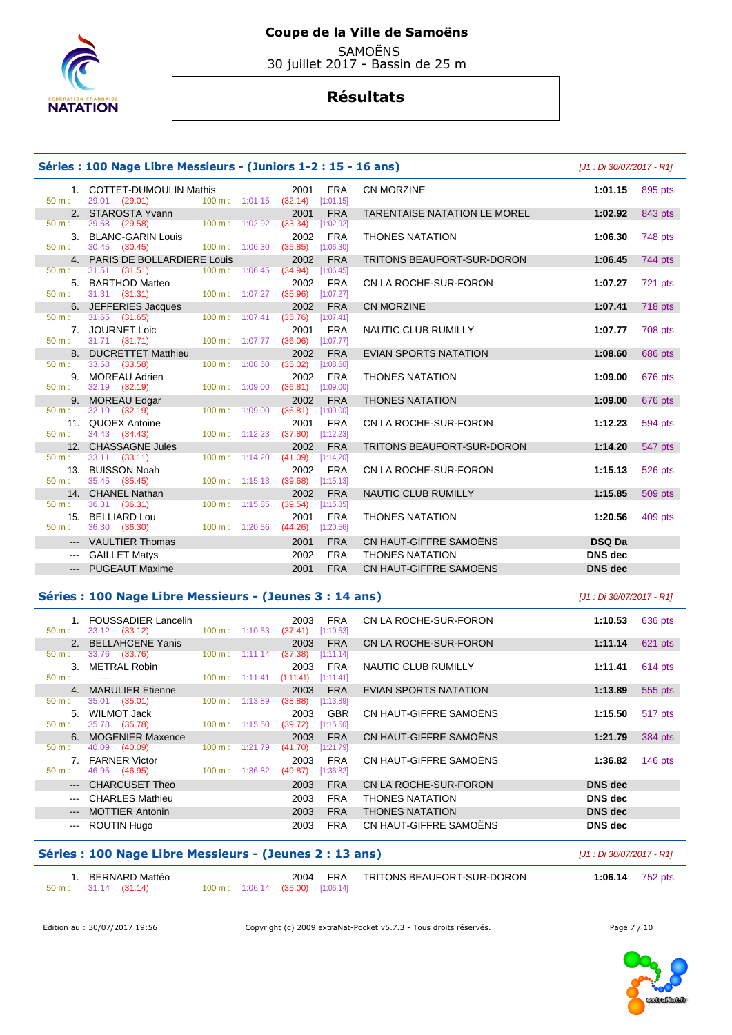# Coupe de la Ville de Samoëns

SAMOËNS
30 juillet 2017 - Bassin de 25 m

## Résultats

### Séries : 100 Nage Libre Messieurs - (Juniors 1-2 : 15 - 16 ans)

*[J1 : Di 30/07/2017 - R1]*

| Rang | Nom | Année | Nat. | Club | Temps | Points |
|---|---|---|---|---|---|---|
| 1. | COTTET-DUMOULIN Mathis | 2001 | FRA | CN MORZINE | **1:01.15** | 895 pts |
| | 50 m : 29.01 (29.01) — 100 m : 1:01.15 (32.14) [1:01.15] | | | | | |
| 2. | STAROSTA Yvann | 2001 | FRA | TARENTAISE NATATION LE MOREL | **1:02.92** | 843 pts |
| | 50 m : 29.58 (29.58) — 100 m : 1:02.92 (33.34) [1:02.92] | | | | | |
| 3. | BLANC-GARIN Louis | 2002 | FRA | THONES NATATION | **1:06.30** | 748 pts |
| | 50 m : 30.45 (30.45) — 100 m : 1:06.30 (35.85) [1:06.30] | | | | | |
| 4. | PARIS DE BOLLARDIERE Louis | 2002 | FRA | TRITONS BEAUFORT-SUR-DORON | **1:06.45** | 744 pts |
| | 50 m : 31.51 (31.51) — 100 m : 1:06.45 (34.94) [1:06.45] | | | | | |
| 5. | BARTHOD Matteo | 2002 | FRA | CN LA ROCHE-SUR-FORON | **1:07.27** | 721 pts |
| | 50 m : 31.31 (31.31) — 100 m : 1:07.27 (35.96) [1:07.27] | | | | | |
| 6. | JEFFERIES Jacques | 2002 | FRA | CN MORZINE | **1:07.41** | 718 pts |
| | 50 m : 31.65 (31.65) — 100 m : 1:07.41 (35.76) [1:07.41] | | | | | |
| 7. | JOURNET Loic | 2001 | FRA | NAUTIC CLUB RUMILLY | **1:07.77** | 708 pts |
| | 50 m : 31.71 (31.71) — 100 m : 1:07.77 (36.06) [1:07.77] | | | | | |
| 8. | DUCRETTET Matthieu | 2002 | FRA | EVIAN SPORTS NATATION | **1:08.60** | 686 pts |
| | 50 m : 33.58 (33.58) — 100 m : 1:08.60 (35.02) [1:08.60] | | | | | |
| 9. | MOREAU Adrien | 2002 | FRA | THONES NATATION | **1:09.00** | 676 pts |
| | 50 m : 32.19 (32.19) — 100 m : 1:09.00 (36.81) [1:09.00] | | | | | |
| 9. | MOREAU Edgar | 2002 | FRA | THONES NATATION | **1:09.00** | 676 pts |
| | 50 m : 32.19 (32.19) — 100 m : 1:09.00 (36.81) [1:09.00] | | | | | |
| 11. | QUOEX Antoine | 2001 | FRA | CN LA ROCHE-SUR-FORON | **1:12.23** | 594 pts |
| | 50 m : 34.43 (34.43) — 100 m : 1:12.23 (37.80) [1:12.23] | | | | | |
| 12. | CHASSAGNE Jules | 2002 | FRA | TRITONS BEAUFORT-SUR-DORON | **1:14.20** | 547 pts |
| | 50 m : 33.11 (33.11) — 100 m : 1:14.20 (41.09) [1:14.20] | | | | | |
| 13. | BUISSON Noah | 2002 | FRA | CN LA ROCHE-SUR-FORON | **1:15.13** | 526 pts |
| | 50 m : 35.45 (35.45) — 100 m : 1:15.13 (39.68) [1:15.13] | | | | | |
| 14. | CHANEL Nathan | 2002 | FRA | NAUTIC CLUB RUMILLY | **1:15.85** | 509 pts |
| | 50 m : 36.31 (36.31) — 100 m : 1:15.85 (39.54) [1:15.85] | | | | | |
| 15. | BELLIARD Lou | 2001 | FRA | THONES NATATION | **1:20.56** | 409 pts |
| | 50 m : 36.30 (36.30) — 100 m : 1:20.56 (44.26) [1:20.56] | | | | | |
| --- | VAULTIER Thomas | 2001 | FRA | CN HAUT-GIFFRE SAMOËNS | **DSQ Da** | |
| --- | GAILLET Matys | 2002 | FRA | THONES NATATION | **DNS dec** | |
| --- | PUGEAUT Maxime | 2001 | FRA | CN HAUT-GIFFRE SAMOËNS | **DNS dec** | |

### Séries : 100 Nage Libre Messieurs - (Jeunes 3 : 14 ans)

*[J1 : Di 30/07/2017 - R1]*

| Rang | Nom | Année | Nat. | Club | Temps | Points |
|---|---|---|---|---|---|---|
| 1. | FOUSSADIER Lancelin | 2003 | FRA | CN LA ROCHE-SUR-FORON | **1:10.53** | 636 pts |
| | 50 m : 33.12 (33.12) — 100 m : 1:10.53 (37.41) [1:10.53] | | | | | |
| 2. | BELLAHCENE Yanis | 2003 | FRA | CN LA ROCHE-SUR-FORON | **1:11.14** | 621 pts |
| | 50 m : 33.76 (33.76) — 100 m : 1:11.14 (37.38) [1:11.14] | | | | | |
| 3. | METRAL Robin | 2003 | FRA | NAUTIC CLUB RUMILLY | **1:11.41** | 614 pts |
| | 50 m : --- — 100 m : 1:11.41 (1:11.41) [1:11.41] | | | | | |
| 4. | MARULIER Etienne | 2003 | FRA | EVIAN SPORTS NATATION | **1:13.89** | 555 pts |
| | 50 m : 35.01 (35.01) — 100 m : 1:13.89 (38.88) [1:13.89] | | | | | |
| 5. | WILMOT Jack | 2003 | GBR | CN HAUT-GIFFRE SAMOËNS | **1:15.50** | 517 pts |
| | 50 m : 35.78 (35.78) — 100 m : 1:15.50 (39.72) [1:15.50] | | | | | |
| 6. | MOGENIER Maxence | 2003 | FRA | CN HAUT-GIFFRE SAMOËNS | **1:21.79** | 384 pts |
| | 50 m : 40.09 (40.09) — 100 m : 1:21.79 (41.70) [1:21.79] | | | | | |
| 7. | FARNER Victor | 2003 | FRA | CN HAUT-GIFFRE SAMOËNS | **1:36.82** | 146 pts |
| | 50 m : 46.95 (46.95) — 100 m : 1:36.82 (49.87) [1:36.82] | | | | | |
| --- | CHARCUSET Theo | 2003 | FRA | CN LA ROCHE-SUR-FORON | **DNS dec** | |
| --- | CHARLES Mathieu | 2003 | FRA | THONES NATATION | **DNS dec** | |
| --- | MOTTIER Antonin | 2003 | FRA | THONES NATATION | **DNS dec** | |
| --- | ROUTIN Hugo | 2003 | FRA | CN HAUT-GIFFRE SAMOËNS | **DNS dec** | |

### Séries : 100 Nage Libre Messieurs - (Jeunes 2 : 13 ans)

*[J1 : Di 30/07/2017 - R1]*

| Rang | Nom | Année | Nat. | Club | Temps | Points |
|---|---|---|---|---|---|---|
| 1. | BERNARD Mattéo | 2004 | FRA | TRITONS BEAUFORT-SUR-DORON | **1:06.14** | 752 pts |
| | 50 m : 31.14 (31.14) — 100 m : 1:06.14 (35.00) [1:06.14] | | | | | |

Edition au : 30/07/2017 19:56 — Copyright (c) 2009 extraNat-Pocket v5.7.3 - Tous droits réservés.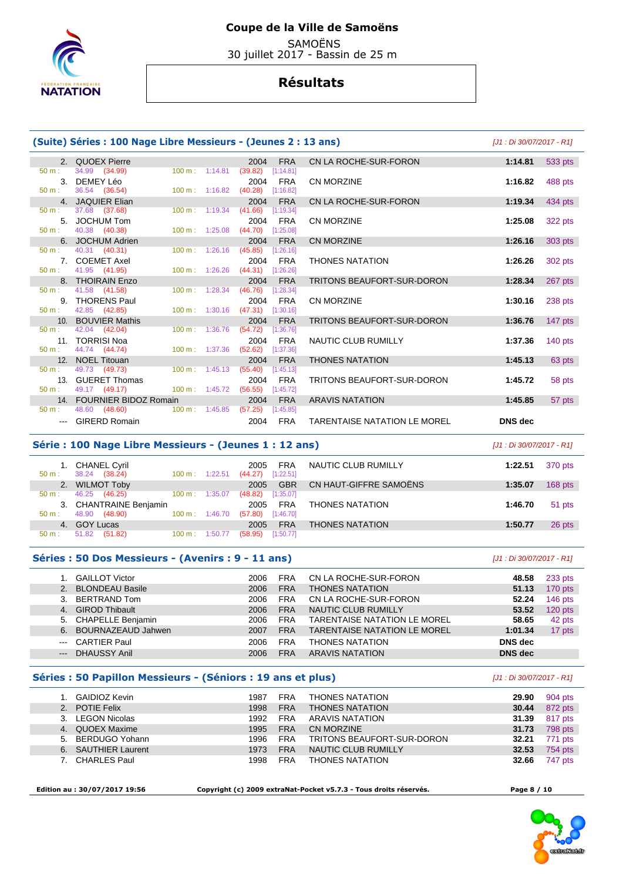# Coupe de la Ville de Samoëns

SAMOËNS
30 juillet 2017 - Bassin de 25 m

## Résultats

### (Suite) Séries : 100 Nage Libre Messieurs - (Jeunes 2 : 13 ans)

*[J1 : Di 30/07/2017 - R1]*

| Rang | Nom | Année | Nat. | Club | Temps | Points |
|---|---|---|---|---|---|---|
| 2. | QUOEX Pierre | 2004 | FRA | CN LA ROCHE-SUR-FORON | 1:14.81 | 533 pts |
| | 50 m : 34.99 (34.99) — 100 m : 1:14.81 (39.82) [1:14.81] | | | | | |
| 3. | DEMEY Léo | 2004 | FRA | CN MORZINE | 1:16.82 | 488 pts |
| | 50 m : 36.54 (36.54) — 100 m : 1:16.82 (40.28) [1:16.82] | | | | | |
| 4. | JAQUIER Elian | 2004 | FRA | CN LA ROCHE-SUR-FORON | 1:19.34 | 434 pts |
| | 50 m : 37.68 (37.68) — 100 m : 1:19.34 (41.66) [1:19.34] | | | | | |
| 5. | JOCHUM Tom | 2004 | FRA | CN MORZINE | 1:25.08 | 322 pts |
| | 50 m : 40.38 (40.38) — 100 m : 1:25.08 (44.70) [1:25.08] | | | | | |
| 6. | JOCHUM Adrien | 2004 | FRA | CN MORZINE | 1:26.16 | 303 pts |
| | 50 m : 40.31 (40.31) — 100 m : 1:26.16 (45.85) [1:26.16] | | | | | |
| 7. | COEMET Axel | 2004 | FRA | THONES NATATION | 1:26.26 | 302 pts |
| | 50 m : 41.95 (41.95) — 100 m : 1:26.26 (44.31) [1:26.26] | | | | | |
| 8. | THOIRAIN Enzo | 2004 | FRA | TRITONS BEAUFORT-SUR-DORON | 1:28.34 | 267 pts |
| | 50 m : 41.58 (41.58) — 100 m : 1:28.34 (46.76) [1:28.34] | | | | | |
| 9. | THORENS Paul | 2004 | FRA | CN MORZINE | 1:30.16 | 238 pts |
| | 50 m : 42.85 (42.85) — 100 m : 1:30.16 (47.31) [1:30.16] | | | | | |
| 10. | BOUVIER Mathis | 2004 | FRA | TRITONS BEAUFORT-SUR-DORON | 1:36.76 | 147 pts |
| | 50 m : 42.04 (42.04) — 100 m : 1:36.76 (54.72) [1:36.76] | | | | | |
| 11. | TORRISI Noa | 2004 | FRA | NAUTIC CLUB RUMILLY | 1:37.36 | 140 pts |
| | 50 m : 44.74 (44.74) — 100 m : 1:37.36 (52.62) [1:37.36] | | | | | |
| 12. | NOEL Titouan | 2004 | FRA | THONES NATATION | 1:45.13 | 63 pts |
| | 50 m : 49.73 (49.73) — 100 m : 1:45.13 (55.40) [1:45.13] | | | | | |
| 13. | GUERET Thomas | 2004 | FRA | TRITONS BEAUFORT-SUR-DORON | 1:45.72 | 58 pts |
| | 50 m : 49.17 (49.17) — 100 m : 1:45.72 (56.55) [1:45.72] | | | | | |
| 14. | FOURNIER BIDOZ Romain | 2004 | FRA | ARAVIS NATATION | 1:45.85 | 57 pts |
| | 50 m : 48.60 (48.60) — 100 m : 1:45.85 (57.25) [1:45.85] | | | | | |
| --- | GIRERD Romain | 2004 | FRA | TARENTAISE NATATION LE MOREL | DNS dec | |

### Série : 100 Nage Libre Messieurs - (Jeunes 1 : 12 ans)

*[J1 : Di 30/07/2017 - R1]*

| Rang | Nom | Année | Nat. | Club | Temps | Points |
|---|---|---|---|---|---|---|
| 1. | CHANEL Cyril | 2005 | FRA | NAUTIC CLUB RUMILLY | 1:22.51 | 370 pts |
| | 50 m : 38.24 (38.24) — 100 m : 1:22.51 (44.27) [1:22.51] | | | | | |
| 2. | WILMOT Toby | 2005 | GBR | CN HAUT-GIFFRE SAMOËNS | 1:35.07 | 168 pts |
| | 50 m : 46.25 (46.25) — 100 m : 1:35.07 (48.82) [1:35.07] | | | | | |
| 3. | CHANTRAINE Benjamin | 2005 | FRA | THONES NATATION | 1:46.70 | 51 pts |
| | 50 m : 48.90 (48.90) — 100 m : 1:46.70 (57.80) [1:46.70] | | | | | |
| 4. | GOY Lucas | 2005 | FRA | THONES NATATION | 1:50.77 | 26 pts |
| | 50 m : 51.82 (51.82) — 100 m : 1:50.77 (58.95) [1:50.77] | | | | | |

### Séries : 50 Dos Messieurs - (Avenirs : 9 - 11 ans)

*[J1 : Di 30/07/2017 - R1]*

| Rang | Nom | Année | Nat. | Club | Temps | Points |
|---|---|---|---|---|---|---|
| 1. | GAILLOT Victor | 2006 | FRA | CN LA ROCHE-SUR-FORON | 48.58 | 233 pts |
| 2. | BLONDEAU Basile | 2006 | FRA | THONES NATATION | 51.13 | 170 pts |
| 3. | BERTRAND Tom | 2006 | FRA | CN LA ROCHE-SUR-FORON | 52.24 | 146 pts |
| 4. | GIROD Thibault | 2006 | FRA | NAUTIC CLUB RUMILLY | 53.52 | 120 pts |
| 5. | CHAPELLE Benjamin | 2006 | FRA | TARENTAISE NATATION LE MOREL | 58.65 | 42 pts |
| 6. | BOURNAZEAUD Jahwen | 2007 | FRA | TARENTAISE NATATION LE MOREL | 1:01.34 | 17 pts |
| --- | CARTIER Paul | 2006 | FRA | THONES NATATION | DNS dec | |
| --- | DHAUSSY Anil | 2006 | FRA | ARAVIS NATATION | DNS dec | |

### Séries : 50 Papillon Messieurs - (Séniors : 19 ans et plus)

*[J1 : Di 30/07/2017 - R1]*

| Rang | Nom | Année | Nat. | Club | Temps | Points |
|---|---|---|---|---|---|---|
| 1. | GAIDIOZ Kevin | 1987 | FRA | THONES NATATION | 29.90 | 904 pts |
| 2. | POTIE Felix | 1998 | FRA | THONES NATATION | 30.44 | 872 pts |
| 3. | LEGON Nicolas | 1992 | FRA | ARAVIS NATATION | 31.39 | 817 pts |
| 4. | QUOEX Maxime | 1995 | FRA | CN MORZINE | 31.73 | 798 pts |
| 5. | BERDUGO Yohann | 1996 | FRA | TRITONS BEAUFORT-SUR-DORON | 32.21 | 771 pts |
| 6. | SAUTHIER Laurent | 1973 | FRA | NAUTIC CLUB RUMILLY | 32.53 | 754 pts |
| 7. | CHARLES Paul | 1998 | FRA | THONES NATATION | 32.66 | 747 pts |

Edition au : 30/07/2017 19:56 — Copyright (c) 2009 extraNat-Pocket v5.7.3 - Tous droits réservés.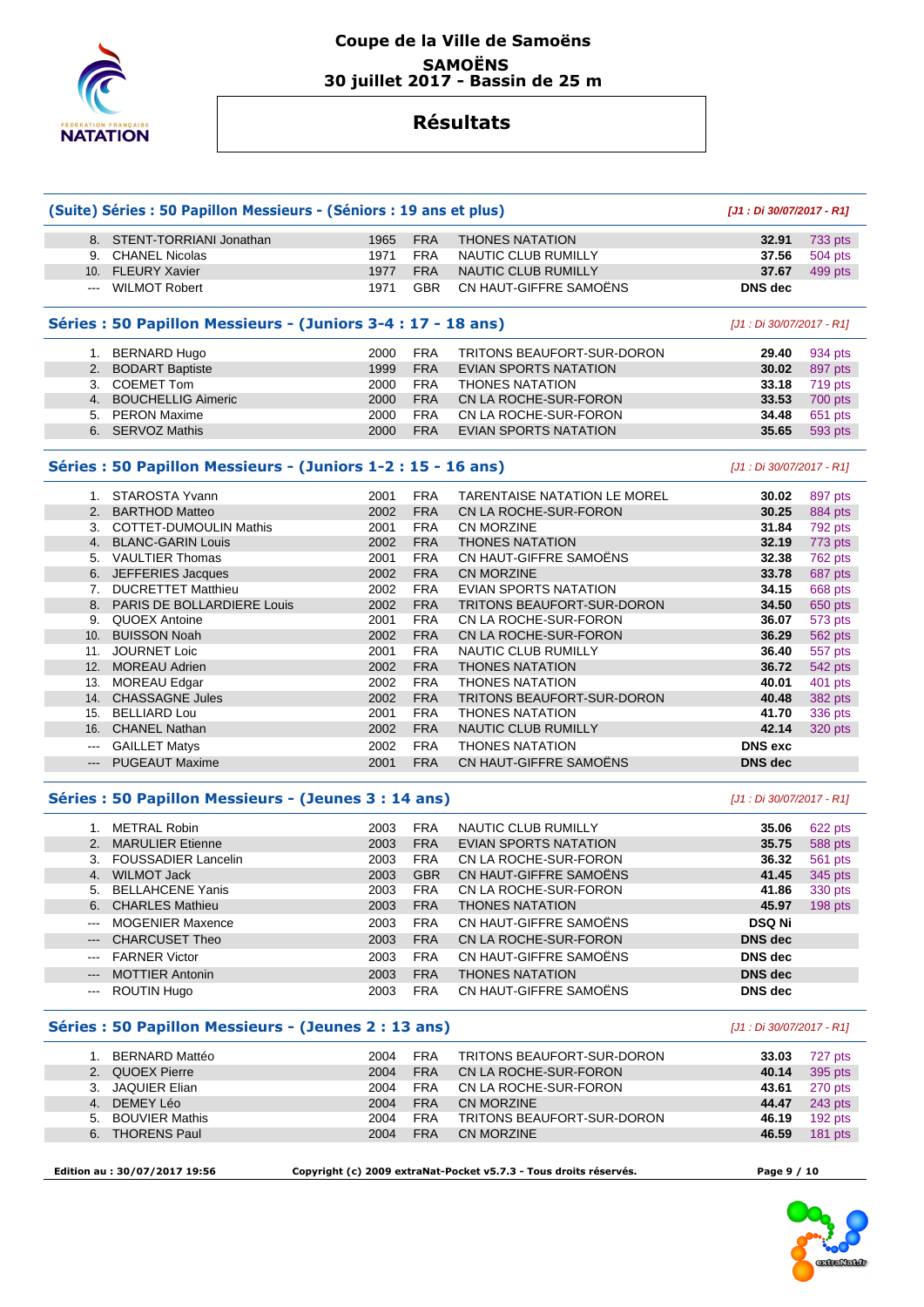# Coupe de la Ville de Samoëns

## SAMOËNS
## 30 juillet 2017 - Bassin de 25 m

## Résultats

### (Suite) Séries : 50 Papillon Messieurs - (Séniors : 19 ans et plus)

*[J1 : Di 30/07/2017 - R1]*

| | | | | | | |
|---|---|---|---|---|---|---|
| 8. | STENT-TORRIANI Jonathan | 1965 | FRA | THONES NATATION | 32.91 | 733 pts |
| 9. | CHANEL Nicolas | 1971 | FRA | NAUTIC CLUB RUMILLY | 37.56 | 504 pts |
| 10. | FLEURY Xavier | 1977 | FRA | NAUTIC CLUB RUMILLY | 37.67 | 499 pts |
| --- | WILMOT Robert | 1971 | GBR | CN HAUT-GIFFRE SAMOËNS | DNS dec | |

### Séries : 50 Papillon Messieurs - (Juniors 3-4 : 17 - 18 ans)

*[J1 : Di 30/07/2017 - R1]*

| | | | | | | |
|---|---|---|---|---|---|---|
| 1. | BERNARD Hugo | 2000 | FRA | TRITONS BEAUFORT-SUR-DORON | 29.40 | 934 pts |
| 2. | BODART Baptiste | 1999 | FRA | EVIAN SPORTS NATATION | 30.02 | 897 pts |
| 3. | COEMET Tom | 2000 | FRA | THONES NATATION | 33.18 | 719 pts |
| 4. | BOUCHELLIG Aimeric | 2000 | FRA | CN LA ROCHE-SUR-FORON | 33.53 | 700 pts |
| 5. | PERON Maxime | 2000 | FRA | CN LA ROCHE-SUR-FORON | 34.48 | 651 pts |
| 6. | SERVOZ Mathis | 2000 | FRA | EVIAN SPORTS NATATION | 35.65 | 593 pts |

### Séries : 50 Papillon Messieurs - (Juniors 1-2 : 15 - 16 ans)

*[J1 : Di 30/07/2017 - R1]*

| | | | | | | |
|---|---|---|---|---|---|---|
| 1. | STAROSTA Yvann | 2001 | FRA | TARENTAISE NATATION LE MOREL | 30.02 | 897 pts |
| 2. | BARTHOD Matteo | 2002 | FRA | CN LA ROCHE-SUR-FORON | 30.25 | 884 pts |
| 3. | COTTET-DUMOULIN Mathis | 2001 | FRA | CN MORZINE | 31.84 | 792 pts |
| 4. | BLANC-GARIN Louis | 2002 | FRA | THONES NATATION | 32.19 | 773 pts |
| 5. | VAULTIER Thomas | 2001 | FRA | CN HAUT-GIFFRE SAMOËNS | 32.38 | 762 pts |
| 6. | JEFFERIES Jacques | 2002 | FRA | CN MORZINE | 33.78 | 687 pts |
| 7. | DUCRETTET Matthieu | 2002 | FRA | EVIAN SPORTS NATATION | 34.15 | 668 pts |
| 8. | PARIS DE BOLLARDIERE Louis | 2002 | FRA | TRITONS BEAUFORT-SUR-DORON | 34.50 | 650 pts |
| 9. | QUOEX Antoine | 2001 | FRA | CN LA ROCHE-SUR-FORON | 36.07 | 573 pts |
| 10. | BUISSON Noah | 2002 | FRA | CN LA ROCHE-SUR-FORON | 36.29 | 562 pts |
| 11. | JOURNET Loic | 2001 | FRA | NAUTIC CLUB RUMILLY | 36.40 | 557 pts |
| 12. | MOREAU Adrien | 2002 | FRA | THONES NATATION | 36.72 | 542 pts |
| 13. | MOREAU Edgar | 2002 | FRA | THONES NATATION | 40.01 | 401 pts |
| 14. | CHASSAGNE Jules | 2002 | FRA | TRITONS BEAUFORT-SUR-DORON | 40.48 | 382 pts |
| 15. | BELLIARD Lou | 2001 | FRA | THONES NATATION | 41.70 | 336 pts |
| 16. | CHANEL Nathan | 2002 | FRA | NAUTIC CLUB RUMILLY | 42.14 | 320 pts |
| --- | GAILLET Matys | 2002 | FRA | THONES NATATION | DNS exc | |
| --- | PUGEAUT Maxime | 2001 | FRA | CN HAUT-GIFFRE SAMOËNS | DNS dec | |

### Séries : 50 Papillon Messieurs - (Jeunes 3 : 14 ans)

*[J1 : Di 30/07/2017 - R1]*

| | | | | | | |
|---|---|---|---|---|---|---|
| 1. | METRAL Robin | 2003 | FRA | NAUTIC CLUB RUMILLY | 35.06 | 622 pts |
| 2. | MARULIER Etienne | 2003 | FRA | EVIAN SPORTS NATATION | 35.75 | 588 pts |
| 3. | FOUSSADIER Lancelin | 2003 | FRA | CN LA ROCHE-SUR-FORON | 36.32 | 561 pts |
| 4. | WILMOT Jack | 2003 | GBR | CN HAUT-GIFFRE SAMOËNS | 41.45 | 345 pts |
| 5. | BELLAHCENE Yanis | 2003 | FRA | CN LA ROCHE-SUR-FORON | 41.86 | 330 pts |
| 6. | CHARLES Mathieu | 2003 | FRA | THONES NATATION | 45.97 | 198 pts |
| --- | MOGENIER Maxence | 2003 | FRA | CN HAUT-GIFFRE SAMOËNS | DSQ Ni | |
| --- | CHARCUSET Theo | 2003 | FRA | CN LA ROCHE-SUR-FORON | DNS dec | |
| --- | FARNER Victor | 2003 | FRA | CN HAUT-GIFFRE SAMOËNS | DNS dec | |
| --- | MOTTIER Antonin | 2003 | FRA | THONES NATATION | DNS dec | |
| --- | ROUTIN Hugo | 2003 | FRA | CN HAUT-GIFFRE SAMOËNS | DNS dec | |

### Séries : 50 Papillon Messieurs - (Jeunes 2 : 13 ans)

*[J1 : Di 30/07/2017 - R1]*

| | | | | | | |
|---|---|---|---|---|---|---|
| 1. | BERNARD Mattéo | 2004 | FRA | TRITONS BEAUFORT-SUR-DORON | 33.03 | 727 pts |
| 2. | QUOEX Pierre | 2004 | FRA | CN LA ROCHE-SUR-FORON | 40.14 | 395 pts |
| 3. | JAQUIER Elian | 2004 | FRA | CN LA ROCHE-SUR-FORON | 43.61 | 270 pts |
| 4. | DEMEY Léo | 2004 | FRA | CN MORZINE | 44.47 | 243 pts |
| 5. | BOUVIER Mathis | 2004 | FRA | TRITONS BEAUFORT-SUR-DORON | 46.19 | 192 pts |
| 6. | THORENS Paul | 2004 | FRA | CN MORZINE | 46.59 | 181 pts |

Edition au : 30/07/2017 19:56 — Copyright (c) 2009 extraNat-Pocket v5.7.3 - Tous droits réservés.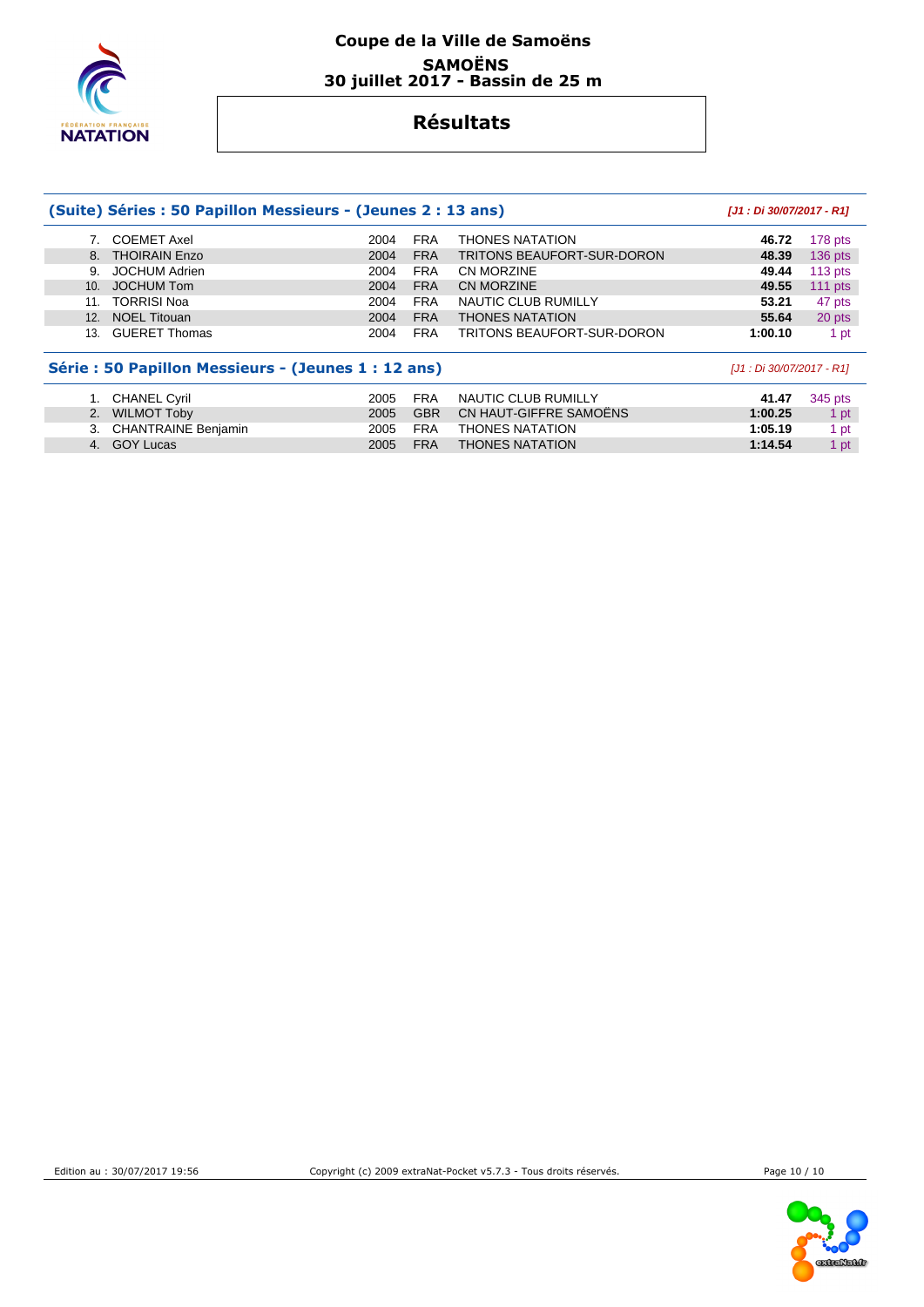# Coupe de la Ville de Samoëns

## SAMOËNS

## 30 juillet 2017 - Bassin de 25 m

# Résultats

### (Suite) Séries : 50 Papillon Messieurs - (Jeunes 2 : 13 ans)

*[J1 : Di 30/07/2017 - R1]*

| | | | | | | |
|---|---|---|---|---|---|---|
| 7. | COEMET Axel | 2004 | FRA | THONES NATATION | **46.72** | 178 pts |
| 8. | THOIRAIN Enzo | 2004 | FRA | TRITONS BEAUFORT-SUR-DORON | **48.39** | 136 pts |
| 9. | JOCHUM Adrien | 2004 | FRA | CN MORZINE | **49.44** | 113 pts |
| 10. | JOCHUM Tom | 2004 | FRA | CN MORZINE | **49.55** | 111 pts |
| 11. | TORRISI Noa | 2004 | FRA | NAUTIC CLUB RUMILLY | **53.21** | 47 pts |
| 12. | NOEL Titouan | 2004 | FRA | THONES NATATION | **55.64** | 20 pts |
| 13. | GUERET Thomas | 2004 | FRA | TRITONS BEAUFORT-SUR-DORON | **1:00.10** | 1 pt |

### Série : 50 Papillon Messieurs - (Jeunes 1 : 12 ans)

*[J1 : Di 30/07/2017 - R1]*

| | | | | | | |
|---|---|---|---|---|---|---|
| 1. | CHANEL Cyril | 2005 | FRA | NAUTIC CLUB RUMILLY | **41.47** | 345 pts |
| 2. | WILMOT Toby | 2005 | GBR | CN HAUT-GIFFRE SAMOËNS | **1:00.25** | 1 pt |
| 3. | CHANTRAINE Benjamin | 2005 | FRA | THONES NATATION | **1:05.19** | 1 pt |
| 4. | GOY Lucas | 2005 | FRA | THONES NATATION | **1:14.54** | 1 pt |